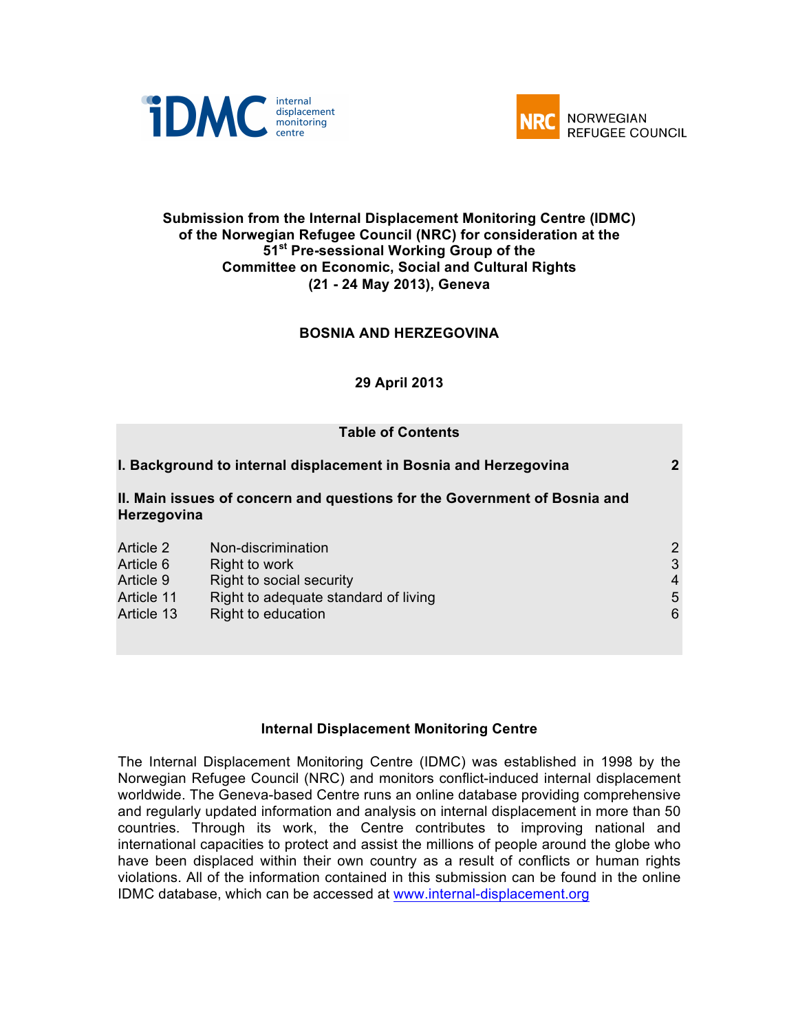**Submission from the Internal Displacement Monitoring Centre (IDMC) of the Norwegian Refugee Council (NRC) for consideration at the 51st Pre-sessional Working Group of the Committee on Economic, Social and Cultural Rights (21 - 24 May 2013), Geneva**

**BOSNIA AND HERZEGOVINA**

**29 April 2013**

**Table of Contents**

| | | |
|---|---|---|
| **I. Background to internal displacement in Bosnia and Herzegovina** | | **2** |
| **II. Main issues of concern and questions for the Government of Bosnia and Herzegovina** | | |
| Article 2 | Non-discrimination | 2 |
| Article 6 | Right to work | 3 |
| Article 9 | Right to social security | 4 |
| Article 11 | Right to adequate standard of living | 5 |
| Article 13 | Right to education | 6 |

**Internal Displacement Monitoring Centre**

The Internal Displacement Monitoring Centre (IDMC) was established in 1998 by the Norwegian Refugee Council (NRC) and monitors conflict-induced internal displacement worldwide. The Geneva-based Centre runs an online database providing comprehensive and regularly updated information and analysis on internal displacement in more than 50 countries. Through its work, the Centre contributes to improving national and international capacities to protect and assist the millions of people around the globe who have been displaced within their own country as a result of conflicts or human rights violations. All of the information contained in this submission can be found in the online IDMC database, which can be accessed at www.internal-displacement.org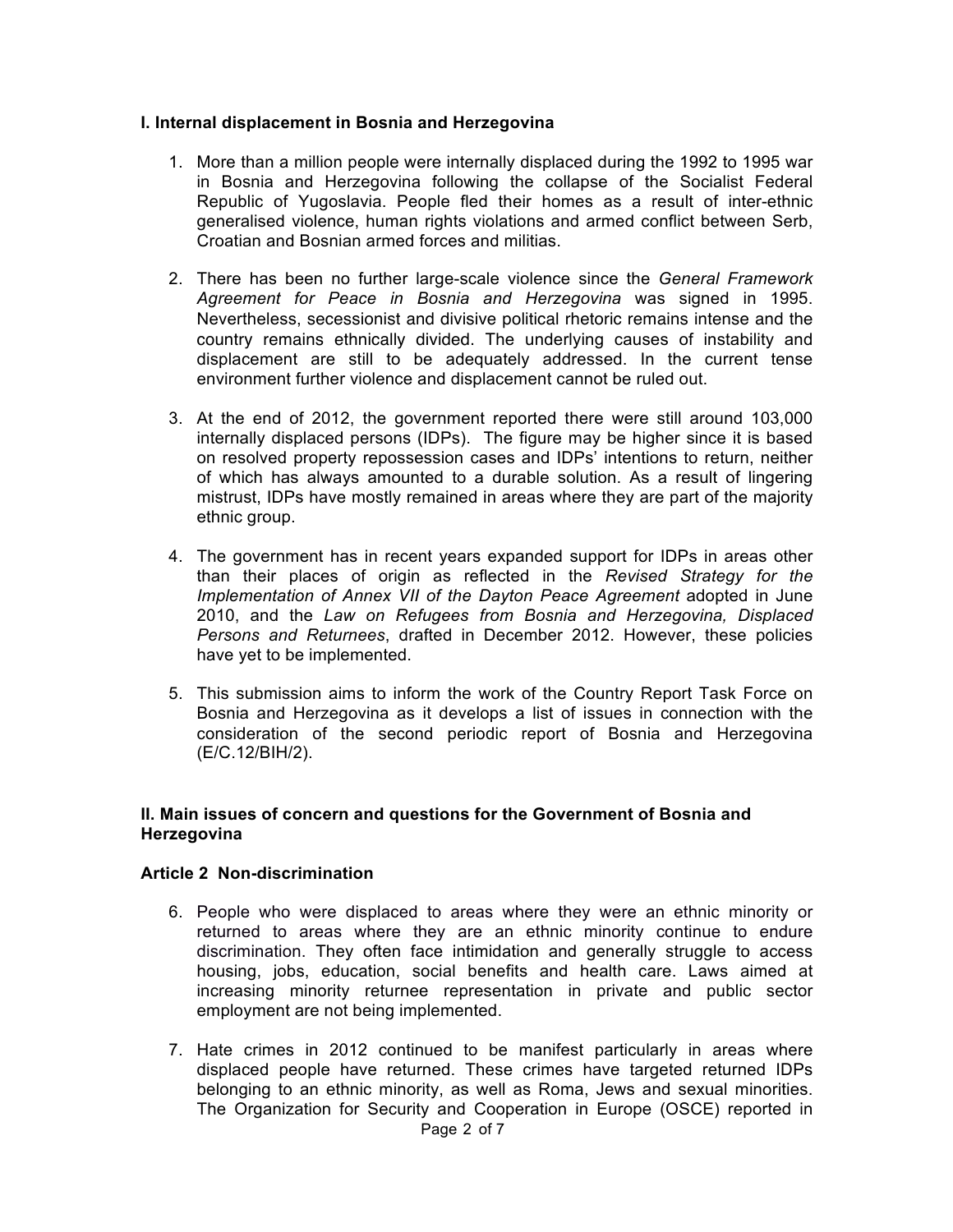## I. Internal displacement in Bosnia and Herzegovina

1. More than a million people were internally displaced during the 1992 to 1995 war in Bosnia and Herzegovina following the collapse of the Socialist Federal Republic of Yugoslavia. People fled their homes as a result of inter-ethnic generalised violence, human rights violations and armed conflict between Serb, Croatian and Bosnian armed forces and militias.

2. There has been no further large-scale violence since the *General Framework Agreement for Peace in Bosnia and Herzegovina* was signed in 1995. Nevertheless, secessionist and divisive political rhetoric remains intense and the country remains ethnically divided. The underlying causes of instability and displacement are still to be adequately addressed. In the current tense environment further violence and displacement cannot be ruled out.

3. At the end of 2012, the government reported there were still around 103,000 internally displaced persons (IDPs). The figure may be higher since it is based on resolved property repossession cases and IDPs' intentions to return, neither of which has always amounted to a durable solution. As a result of lingering mistrust, IDPs have mostly remained in areas where they are part of the majority ethnic group.

4. The government has in recent years expanded support for IDPs in areas other than their places of origin as reflected in the *Revised Strategy for the Implementation of Annex VII of the Dayton Peace Agreement* adopted in June 2010, and the *Law on Refugees from Bosnia and Herzegovina, Displaced Persons and Returnees*, drafted in December 2012. However, these policies have yet to be implemented.

5. This submission aims to inform the work of the Country Report Task Force on Bosnia and Herzegovina as it develops a list of issues in connection with the consideration of the second periodic report of Bosnia and Herzegovina (E/C.12/BIH/2).

## II. Main issues of concern and questions for the Government of Bosnia and Herzegovina

### Article 2 Non-discrimination

6. People who were displaced to areas where they were an ethnic minority or returned to areas where they are an ethnic minority continue to endure discrimination. They often face intimidation and generally struggle to access housing, jobs, education, social benefits and health care. Laws aimed at increasing minority returnee representation in private and public sector employment are not being implemented.

7. Hate crimes in 2012 continued to be manifest particularly in areas where displaced people have returned. These crimes have targeted returned IDPs belonging to an ethnic minority, as well as Roma, Jews and sexual minorities. The Organization for Security and Cooperation in Europe (OSCE) reported in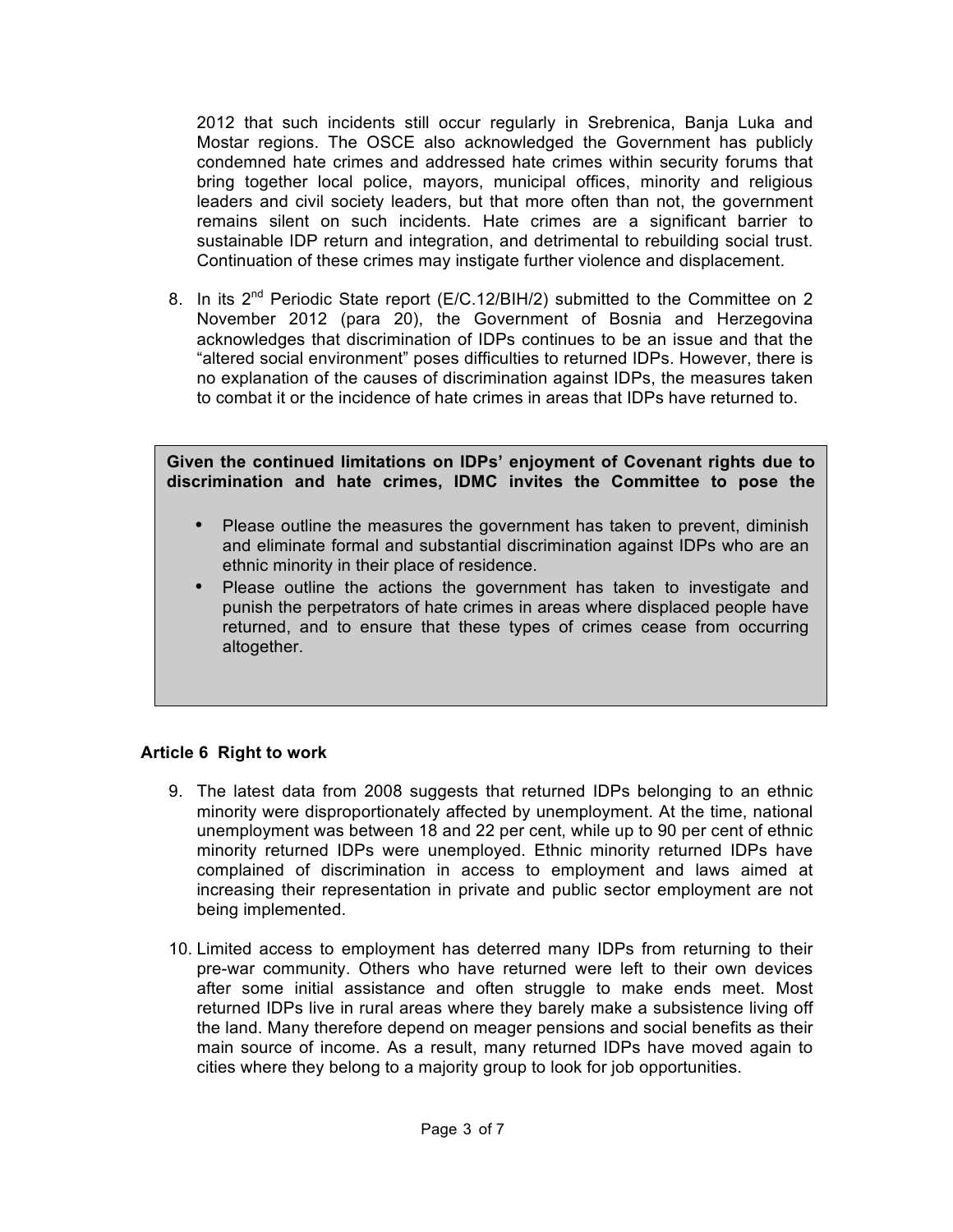2012 that such incidents still occur regularly in Srebrenica, Banja Luka and Mostar regions. The OSCE also acknowledged the Government has publicly condemned hate crimes and addressed hate crimes within security forums that bring together local police, mayors, municipal offices, minority and religious leaders and civil society leaders, but that more often than not, the government remains silent on such incidents. Hate crimes are a significant barrier to sustainable IDP return and integration, and detrimental to rebuilding social trust. Continuation of these crimes may instigate further violence and displacement.

8. In its 2nd Periodic State report (E/C.12/BIH/2) submitted to the Committee on 2 November 2012 (para 20), the Government of Bosnia and Herzegovina acknowledges that discrimination of IDPs continues to be an issue and that the "altered social environment" poses difficulties to returned IDPs. However, there is no explanation of the causes of discrimination against IDPs, the measures taken to combat it or the incidence of hate crimes in areas that IDPs have returned to.

**Given the continued limitations on IDPs' enjoyment of Covenant rights due to discrimination and hate crimes, IDMC invites the Committee to pose the**

- Please outline the measures the government has taken to prevent, diminish and eliminate formal and substantial discrimination against IDPs who are an ethnic minority in their place of residence.
- Please outline the actions the government has taken to investigate and punish the perpetrators of hate crimes in areas where displaced people have returned, and to ensure that these types of crimes cease from occurring altogether.

### Article 6 Right to work

9. The latest data from 2008 suggests that returned IDPs belonging to an ethnic minority were disproportionately affected by unemployment. At the time, national unemployment was between 18 and 22 per cent, while up to 90 per cent of ethnic minority returned IDPs were unemployed. Ethnic minority returned IDPs have complained of discrimination in access to employment and laws aimed at increasing their representation in private and public sector employment are not being implemented.

10. Limited access to employment has deterred many IDPs from returning to their pre-war community. Others who have returned were left to their own devices after some initial assistance and often struggle to make ends meet. Most returned IDPs live in rural areas where they barely make a subsistence living off the land. Many therefore depend on meager pensions and social benefits as their main source of income. As a result, many returned IDPs have moved again to cities where they belong to a majority group to look for job opportunities.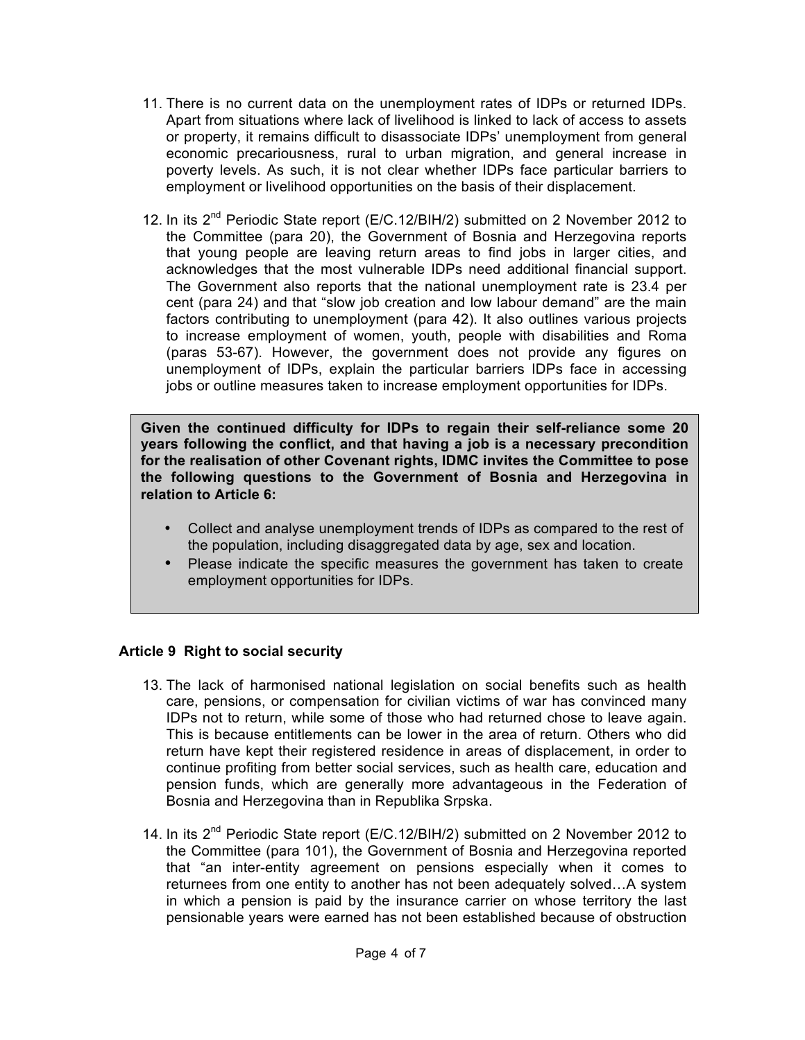11. There is no current data on the unemployment rates of IDPs or returned IDPs. Apart from situations where lack of livelihood is linked to lack of access to assets or property, it remains difficult to disassociate IDPs' unemployment from general economic precariousness, rural to urban migration, and general increase in poverty levels. As such, it is not clear whether IDPs face particular barriers to employment or livelihood opportunities on the basis of their displacement.

12. In its 2nd Periodic State report (E/C.12/BIH/2) submitted on 2 November 2012 to the Committee (para 20), the Government of Bosnia and Herzegovina reports that young people are leaving return areas to find jobs in larger cities, and acknowledges that the most vulnerable IDPs need additional financial support. The Government also reports that the national unemployment rate is 23.4 per cent (para 24) and that "slow job creation and low labour demand" are the main factors contributing to unemployment (para 42). It also outlines various projects to increase employment of women, youth, people with disabilities and Roma (paras 53-67). However, the government does not provide any figures on unemployment of IDPs, explain the particular barriers IDPs face in accessing jobs or outline measures taken to increase employment opportunities for IDPs.

**Given the continued difficulty for IDPs to regain their self-reliance some 20 years following the conflict, and that having a job is a necessary precondition for the realisation of other Covenant rights, IDMC invites the Committee to pose the following questions to the Government of Bosnia and Herzegovina in relation to Article 6:**

- Collect and analyse unemployment trends of IDPs as compared to the rest of the population, including disaggregated data by age, sex and location.
- Please indicate the specific measures the government has taken to create employment opportunities for IDPs.

### Article 9 Right to social security

13. The lack of harmonised national legislation on social benefits such as health care, pensions, or compensation for civilian victims of war has convinced many IDPs not to return, while some of those who had returned chose to leave again. This is because entitlements can be lower in the area of return. Others who did return have kept their registered residence in areas of displacement, in order to continue profiting from better social services, such as health care, education and pension funds, which are generally more advantageous in the Federation of Bosnia and Herzegovina than in Republika Srpska.

14. In its 2nd Periodic State report (E/C.12/BIH/2) submitted on 2 November 2012 to the Committee (para 101), the Government of Bosnia and Herzegovina reported that "an inter-entity agreement on pensions especially when it comes to returnees from one entity to another has not been adequately solved…A system in which a pension is paid by the insurance carrier on whose territory the last pensionable years were earned has not been established because of obstruction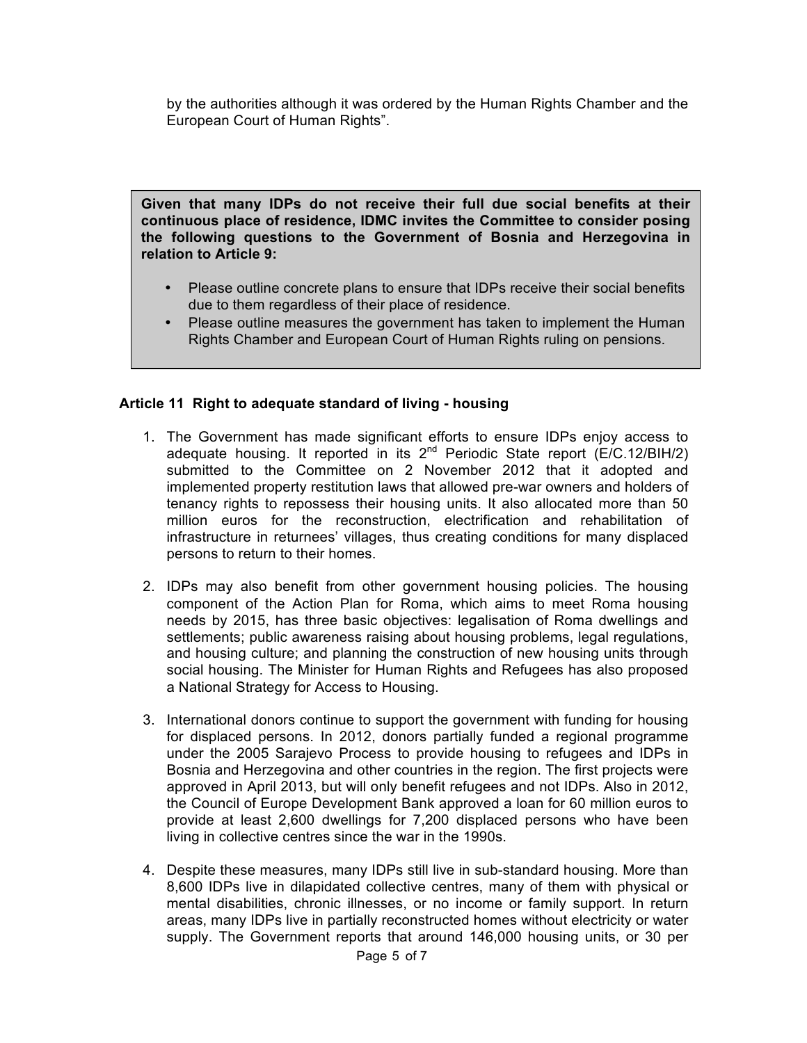by the authorities although it was ordered by the Human Rights Chamber and the European Court of Human Rights".

> **Given that many IDPs do not receive their full due social benefits at their continuous place of residence, IDMC invites the Committee to consider posing the following questions to the Government of Bosnia and Herzegovina in relation to Article 9:**
>
> - Please outline concrete plans to ensure that IDPs receive their social benefits due to them regardless of their place of residence.
> - Please outline measures the government has taken to implement the Human Rights Chamber and European Court of Human Rights ruling on pensions.

### Article 11 Right to adequate standard of living - housing

1. The Government has made significant efforts to ensure IDPs enjoy access to adequate housing. It reported in its 2nd Periodic State report (E/C.12/BIH/2) submitted to the Committee on 2 November 2012 that it adopted and implemented property restitution laws that allowed pre-war owners and holders of tenancy rights to repossess their housing units. It also allocated more than 50 million euros for the reconstruction, electrification and rehabilitation of infrastructure in returnees' villages, thus creating conditions for many displaced persons to return to their homes.

2. IDPs may also benefit from other government housing policies. The housing component of the Action Plan for Roma, which aims to meet Roma housing needs by 2015, has three basic objectives: legalisation of Roma dwellings and settlements; public awareness raising about housing problems, legal regulations, and housing culture; and planning the construction of new housing units through social housing. The Minister for Human Rights and Refugees has also proposed a National Strategy for Access to Housing.

3. International donors continue to support the government with funding for housing for displaced persons. In 2012, donors partially funded a regional programme under the 2005 Sarajevo Process to provide housing to refugees and IDPs in Bosnia and Herzegovina and other countries in the region. The first projects were approved in April 2013, but will only benefit refugees and not IDPs. Also in 2012, the Council of Europe Development Bank approved a loan for 60 million euros to provide at least 2,600 dwellings for 7,200 displaced persons who have been living in collective centres since the war in the 1990s.

4. Despite these measures, many IDPs still live in sub-standard housing. More than 8,600 IDPs live in dilapidated collective centres, many of them with physical or mental disabilities, chronic illnesses, or no income or family support. In return areas, many IDPs live in partially reconstructed homes without electricity or water supply. The Government reports that around 146,000 housing units, or 30 per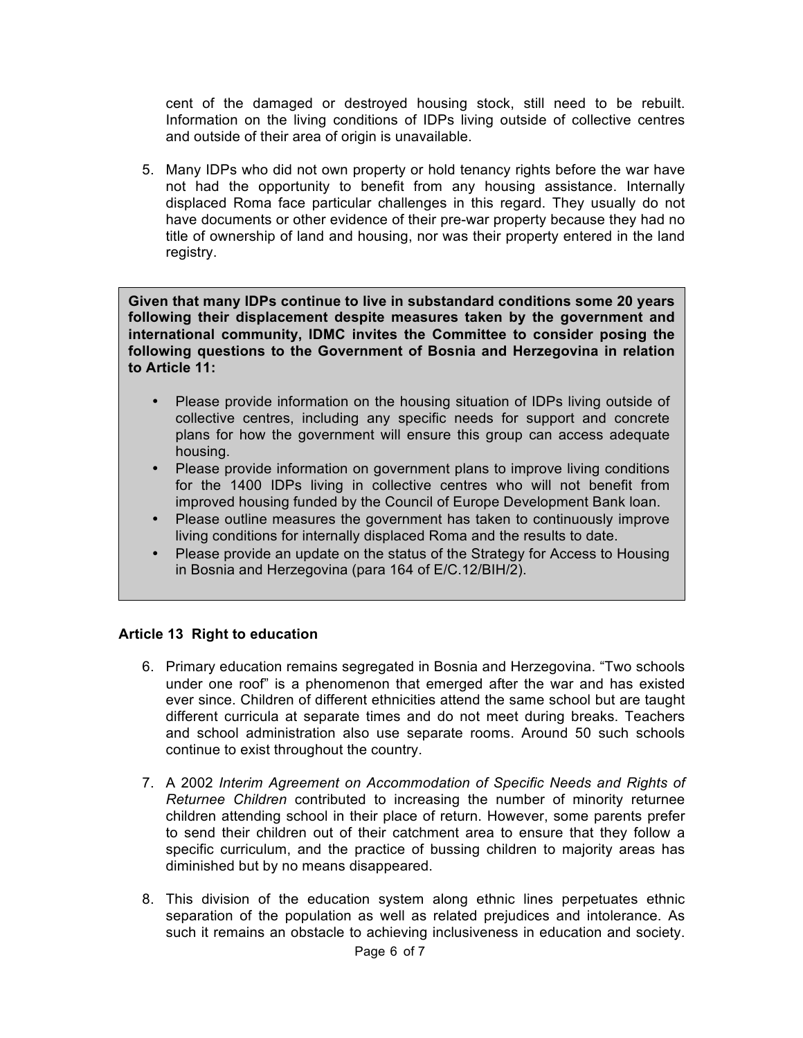cent of the damaged or destroyed housing stock, still need to be rebuilt. Information on the living conditions of IDPs living outside of collective centres and outside of their area of origin is unavailable.

5. Many IDPs who did not own property or hold tenancy rights before the war have not had the opportunity to benefit from any housing assistance. Internally displaced Roma face particular challenges in this regard. They usually do not have documents or other evidence of their pre-war property because they had no title of ownership of land and housing, nor was their property entered in the land registry.

**Given that many IDPs continue to live in substandard conditions some 20 years following their displacement despite measures taken by the government and international community, IDMC invites the Committee to consider posing the following questions to the Government of Bosnia and Herzegovina in relation to Article 11:**

- Please provide information on the housing situation of IDPs living outside of collective centres, including any specific needs for support and concrete plans for how the government will ensure this group can access adequate housing.
- Please provide information on government plans to improve living conditions for the 1400 IDPs living in collective centres who will not benefit from improved housing funded by the Council of Europe Development Bank loan.
- Please outline measures the government has taken to continuously improve living conditions for internally displaced Roma and the results to date.
- Please provide an update on the status of the Strategy for Access to Housing in Bosnia and Herzegovina (para 164 of E/C.12/BIH/2).

### Article 13 Right to education

6. Primary education remains segregated in Bosnia and Herzegovina. "Two schools under one roof" is a phenomenon that emerged after the war and has existed ever since. Children of different ethnicities attend the same school but are taught different curricula at separate times and do not meet during breaks. Teachers and school administration also use separate rooms. Around 50 such schools continue to exist throughout the country.

7. A 2002 *Interim Agreement on Accommodation of Specific Needs and Rights of Returnee Children* contributed to increasing the number of minority returnee children attending school in their place of return. However, some parents prefer to send their children out of their catchment area to ensure that they follow a specific curriculum, and the practice of bussing children to majority areas has diminished but by no means disappeared.

8. This division of the education system along ethnic lines perpetuates ethnic separation of the population as well as related prejudices and intolerance. As such it remains an obstacle to achieving inclusiveness in education and society.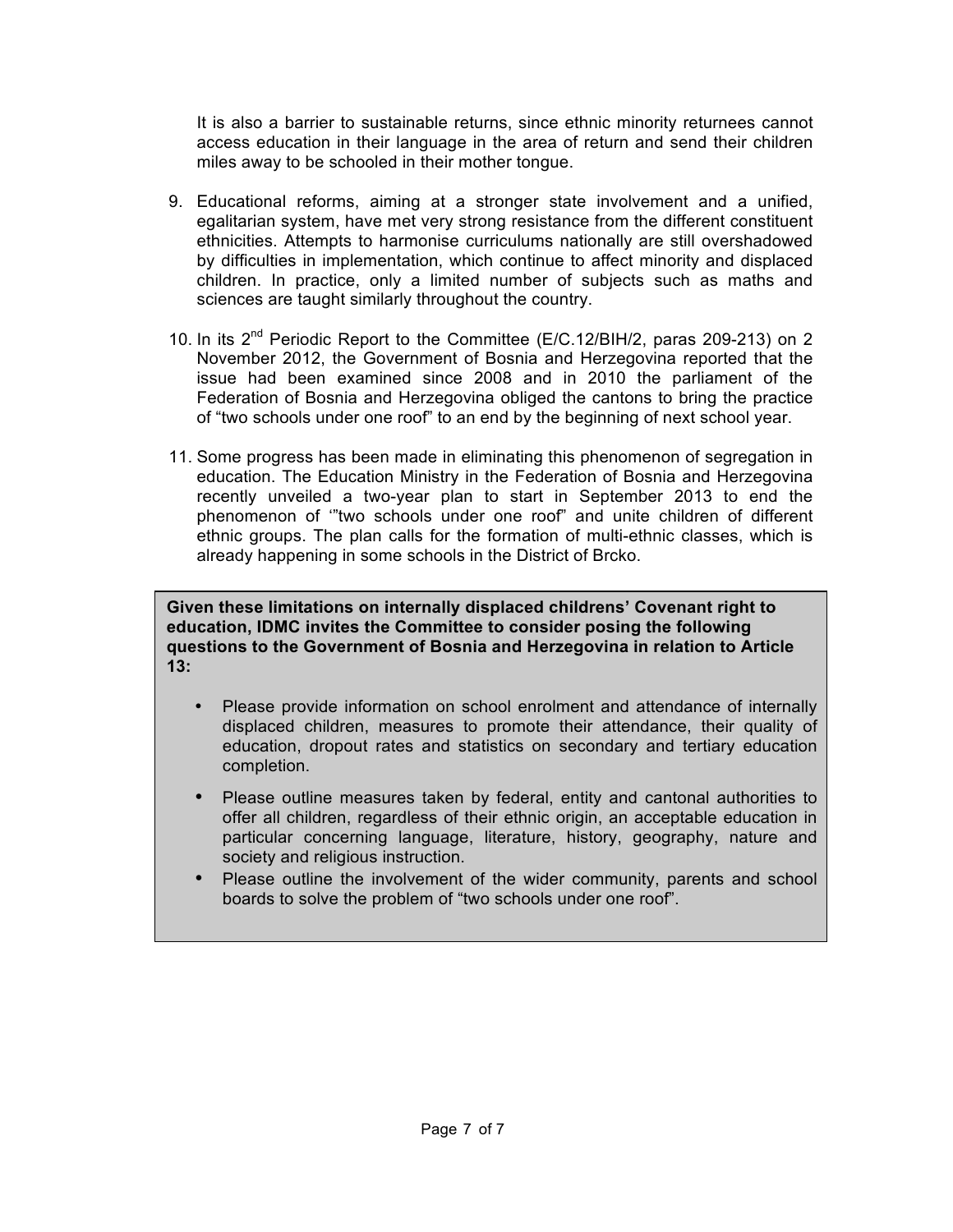It is also a barrier to sustainable returns, since ethnic minority returnees cannot access education in their language in the area of return and send their children miles away to be schooled in their mother tongue.

9. Educational reforms, aiming at a stronger state involvement and a unified, egalitarian system, have met very strong resistance from the different constituent ethnicities. Attempts to harmonise curriculums nationally are still overshadowed by difficulties in implementation, which continue to affect minority and displaced children. In practice, only a limited number of subjects such as maths and sciences are taught similarly throughout the country.

10. In its 2[nd] Periodic Report to the Committee (E/C.12/BIH/2, paras 209-213) on 2 November 2012, the Government of Bosnia and Herzegovina reported that the issue had been examined since 2008 and in 2010 the parliament of the Federation of Bosnia and Herzegovina obliged the cantons to bring the practice of "two schools under one roof" to an end by the beginning of next school year.

11. Some progress has been made in eliminating this phenomenon of segregation in education. The Education Ministry in the Federation of Bosnia and Herzegovina recently unveiled a two-year plan to start in September 2013 to end the phenomenon of '"two schools under one roof" and unite children of different ethnic groups. The plan calls for the formation of multi-ethnic classes, which is already happening in some schools in the District of Brcko.

**Given these limitations on internally displaced childrens' Covenant right to education, IDMC invites the Committee to consider posing the following questions to the Government of Bosnia and Herzegovina in relation to Article 13:**

- Please provide information on school enrolment and attendance of internally displaced children, measures to promote their attendance, their quality of education, dropout rates and statistics on secondary and tertiary education completion.
- Please outline measures taken by federal, entity and cantonal authorities to offer all children, regardless of their ethnic origin, an acceptable education in particular concerning language, literature, history, geography, nature and society and religious instruction.
- Please outline the involvement of the wider community, parents and school boards to solve the problem of "two schools under one roof".